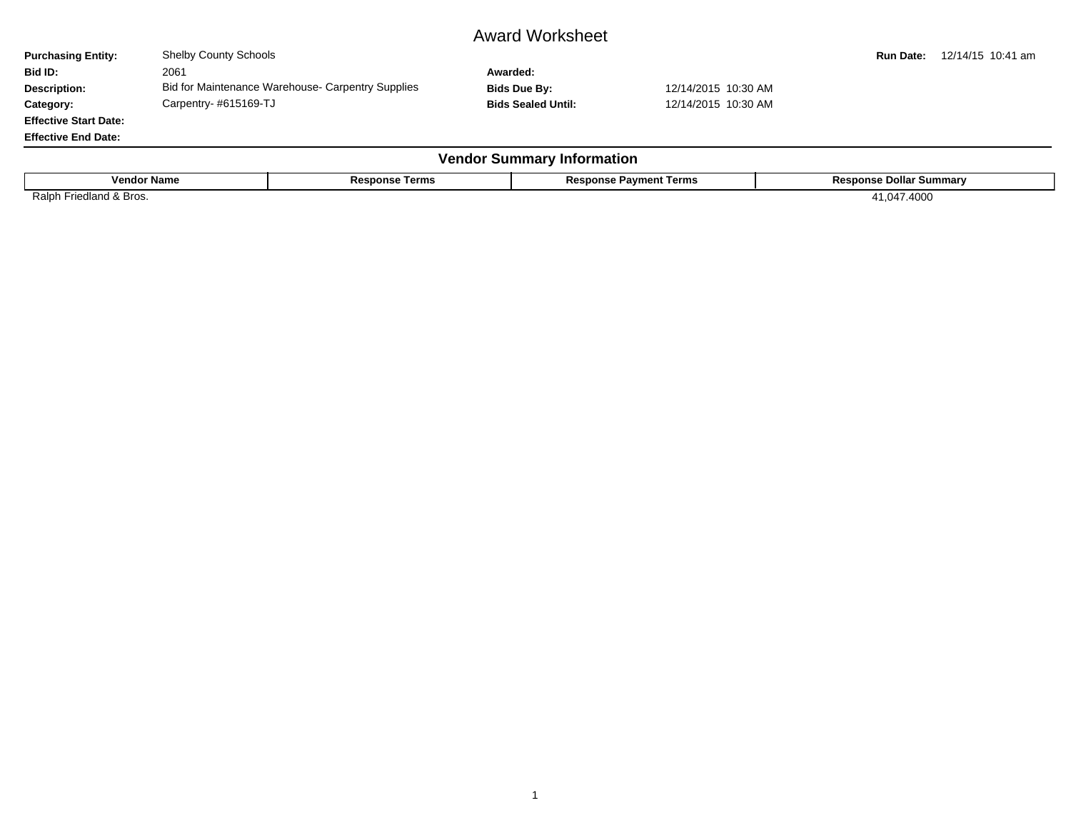# Award Worksheet

**Purchasing Entity:** Shelby County Schools

**Run Date:** 12/14/15 10:41 am

**Bid ID:** 2061

**Awarded:**

**Description:** Bid for Maintenance Warehouse- Carpentry Supplies

**Bids Due By:** 12/14/2015 10:30 AM

**Category:** Carpentry- #615169-TJ

**Bids Sealed Until:** 12/14/2015 10:30 AM

**Effective Start Date:**

**Effective End Date:**

## Vendor Summary Information

| Vendor Name | Response Terms | Response Payment Terms | Response Dollar Summary |
|---|---|---|---|
| Ralph Friedland & Bros. | | | 41,047.4000 |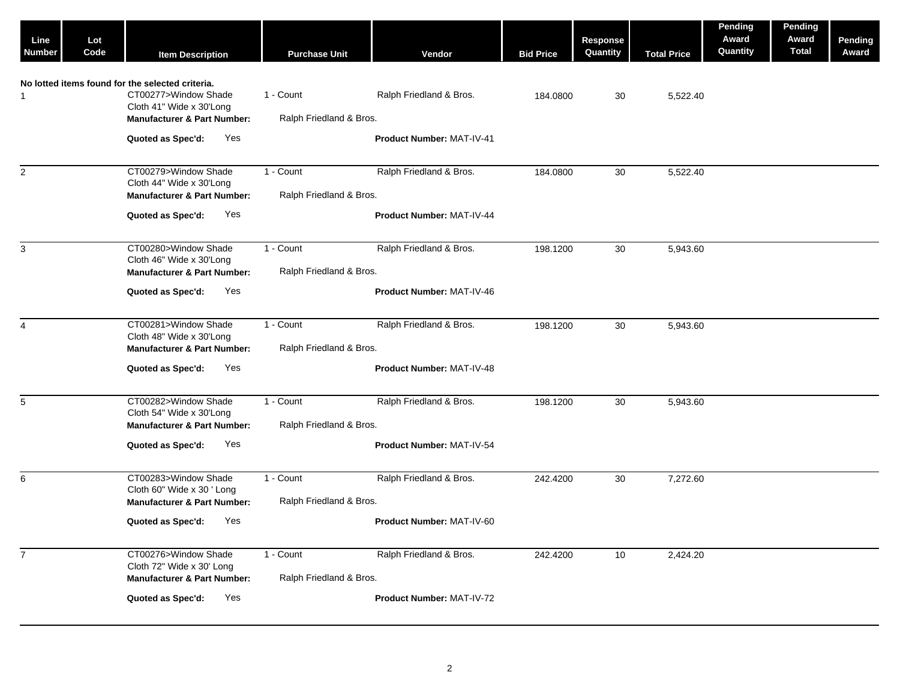| Line Number | Lot Code | Item Description | Purchase Unit | Vendor | Bid Price | Response Quantity | Total Price | Pending Award Quantity | Pending Award Total | Pending Award |
|---|---|---|---|---|---|---|---|---|---|---|

**No lotted items found for the selected criteria.**

| Line Number | Lot Code | Item Description | Purchase Unit | Vendor | Bid Price | Response Quantity | Total Price | Pending Award Quantity | Pending Award Total | Pending Award |
|---|---|---|---|---|---|---|---|---|---|---|
| 1 | | CT00277>Window Shade Cloth 41" Wide x 30'Long | 1 - Count | Ralph Friedland & Bros. | 184.0800 | 30 | 5,522.40 | | | |
| | | **Manufacturer & Part Number:** | Ralph Friedland & Bros. | | | | | | | |
| | | **Quoted as Spec'd:** Yes | | **Product Number:** MAT-IV-41 | | | | | | |
| 2 | | CT00279>Window Shade Cloth 44" Wide x 30'Long | 1 - Count | Ralph Friedland & Bros. | 184.0800 | 30 | 5,522.40 | | | |
| | | **Manufacturer & Part Number:** | Ralph Friedland & Bros. | | | | | | | |
| | | **Quoted as Spec'd:** Yes | | **Product Number:** MAT-IV-44 | | | | | | |
| 3 | | CT00280>Window Shade Cloth 46" Wide x 30'Long | 1 - Count | Ralph Friedland & Bros. | 198.1200 | 30 | 5,943.60 | | | |
| | | **Manufacturer & Part Number:** | Ralph Friedland & Bros. | | | | | | | |
| | | **Quoted as Spec'd:** Yes | | **Product Number:** MAT-IV-46 | | | | | | |
| 4 | | CT00281>Window Shade Cloth 48" Wide x 30'Long | 1 - Count | Ralph Friedland & Bros. | 198.1200 | 30 | 5,943.60 | | | |
| | | **Manufacturer & Part Number:** | Ralph Friedland & Bros. | | | | | | | |
| | | **Quoted as Spec'd:** Yes | | **Product Number:** MAT-IV-48 | | | | | | |
| 5 | | CT00282>Window Shade Cloth 54" Wide x 30'Long | 1 - Count | Ralph Friedland & Bros. | 198.1200 | 30 | 5,943.60 | | | |
| | | **Manufacturer & Part Number:** | Ralph Friedland & Bros. | | | | | | | |
| | | **Quoted as Spec'd:** Yes | | **Product Number:** MAT-IV-54 | | | | | | |
| 6 | | CT00283>Window Shade Cloth 60" Wide x 30 ' Long | 1 - Count | Ralph Friedland & Bros. | 242.4200 | 30 | 7,272.60 | | | |
| | | **Manufacturer & Part Number:** | Ralph Friedland & Bros. | | | | | | | |
| | | **Quoted as Spec'd:** Yes | | **Product Number:** MAT-IV-60 | | | | | | |
| 7 | | CT00276>Window Shade Cloth 72" Wide x 30' Long | 1 - Count | Ralph Friedland & Bros. | 242.4200 | 10 | 2,424.20 | | | |
| | | **Manufacturer & Part Number:** | Ralph Friedland & Bros. | | | | | | | |
| | | **Quoted as Spec'd:** Yes | | **Product Number:** MAT-IV-72 | | | | | | |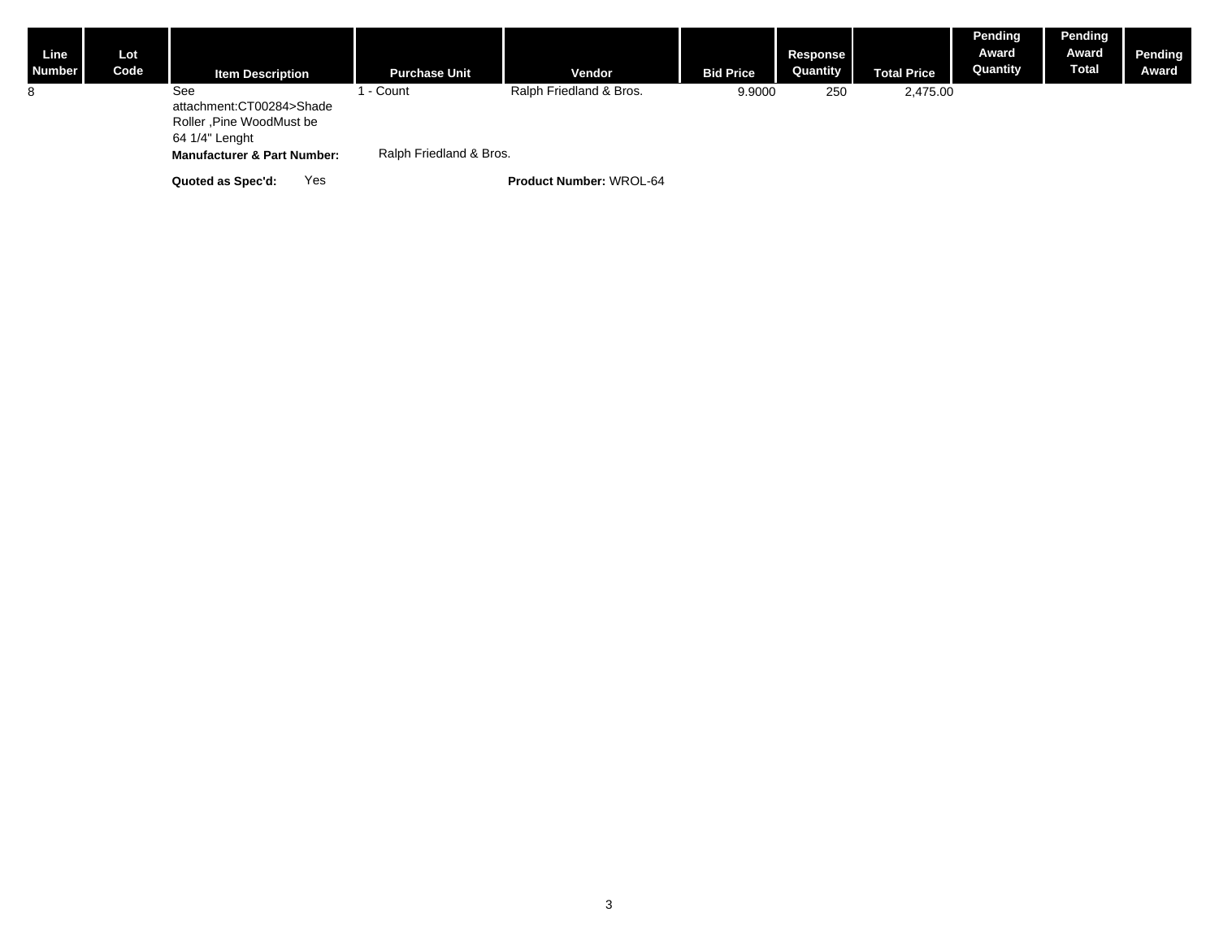| Line Number | Lot Code | Item Description | Purchase Unit | Vendor | Bid Price | Response Quantity | Total Price | Pending Award Quantity | Pending Award Total | Pending Award |
| --- | --- | --- | --- | --- | --- | --- | --- | --- | --- | --- |
| 8 | | See attachment:CT00284>Shade Roller ,Pine WoodMust be 64 1/4" Lenght | 1 - Count | Ralph Friedland & Bros. | 9.9000 | 250 | 2,475.00 | | | |
| | | **Manufacturer & Part Number:** | Ralph Friedland & Bros. | | | | | | | |
| | | **Quoted as Spec'd:** Yes | | **Product Number:** WROL-64 | | | | | | |